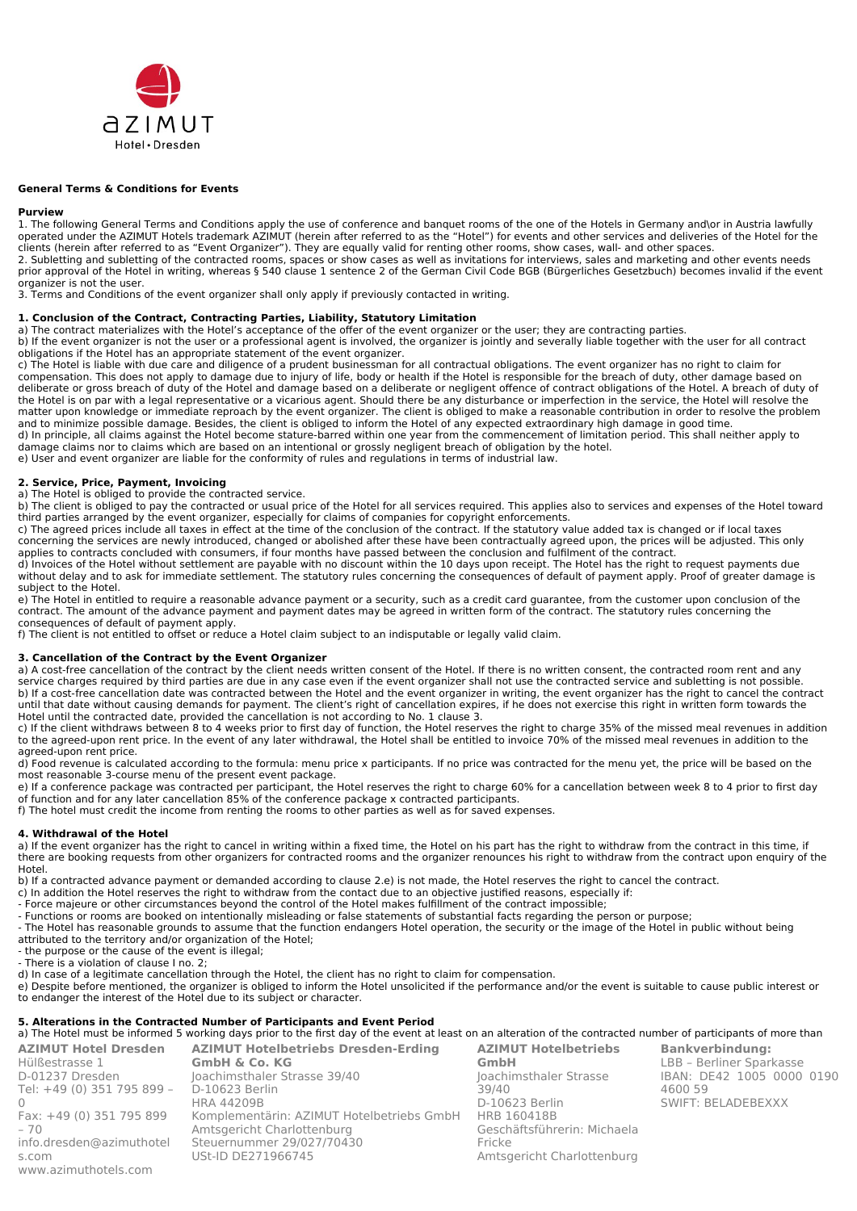## General Terms & Conditions for Events

**Purview**

1. The following General Terms and Conditions apply the use of conference and banquet rooms of the one of the Hotels in Germany and\or in Austria lawfully operated under the AZIMUT Hotels trademark AZIMUT (herein after referred to as the "Hotel") for events and other services and deliveries of the Hotel for the clients (herein after referred to as "Event Organizer"). They are equally valid for renting other rooms, show cases, wall- and other spaces.
2. Subletting and subletting of the contracted rooms, spaces or show cases as well as invitations for interviews, sales and marketing and other events needs prior approval of the Hotel in writing, whereas § 540 clause 1 sentence 2 of the German Civil Code BGB (Bürgerliches Gesetzbuch) becomes invalid if the event organizer is not the user.
3. Terms and Conditions of the event organizer shall only apply if previously contacted in writing.

**1. Conclusion of the Contract, Contracting Parties, Liability, Statutory Limitation**

a) The contract materializes with the Hotel's acceptance of the offer of the event organizer or the user; they are contracting parties.
b) If the event organizer is not the user or a professional agent is involved, the organizer is jointly and severally liable together with the user for all contract obligations if the Hotel has an appropriate statement of the event organizer.
c) The Hotel is liable with due care and diligence of a prudent businessman for all contractual obligations. The event organizer has no right to claim for compensation. This does not apply to damage due to injury of life, body or health if the Hotel is responsible for the breach of duty, other damage based on deliberate or gross breach of duty of the Hotel and damage based on a deliberate or negligent offence of contract obligations of the Hotel. A breach of duty of the Hotel is on par with a legal representative or a vicarious agent. Should there be any disturbance or imperfection in the service, the Hotel will resolve the matter upon knowledge or immediate reproach by the event organizer. The client is obliged to make a reasonable contribution in order to resolve the problem and to minimize possible damage. Besides, the client is obliged to inform the Hotel of any expected extraordinary high damage in good time.
d) In principle, all claims against the Hotel become stature-barred within one year from the commencement of limitation period. This shall neither apply to damage claims nor to claims which are based on an intentional or grossly negligent breach of obligation by the hotel.
e) User and event organizer are liable for the conformity of rules and regulations in terms of industrial law.

**2. Service, Price, Payment, Invoicing**

a) The Hotel is obliged to provide the contracted service.
b) The client is obliged to pay the contracted or usual price of the Hotel for all services required. This applies also to services and expenses of the Hotel toward third parties arranged by the event organizer, especially for claims of companies for copyright enforcements.
c) The agreed prices include all taxes in effect at the time of the conclusion of the contract. If the statutory value added tax is changed or if local taxes concerning the services are newly introduced, changed or abolished after these have been contractually agreed upon, the prices will be adjusted. This only applies to contracts concluded with consumers, if four months have passed between the conclusion and fulfilment of the contract.
d) Invoices of the Hotel without settlement are payable with no discount within the 10 days upon receipt. The Hotel has the right to request payments due without delay and to ask for immediate settlement. The statutory rules concerning the consequences of default of payment apply. Proof of greater damage is subject to the Hotel.
e) The Hotel in entitled to require a reasonable advance payment or a security, such as a credit card guarantee, from the customer upon conclusion of the contract. The amount of the advance payment and payment dates may be agreed in written form of the contract. The statutory rules concerning the consequences of default of payment apply.
f) The client is not entitled to offset or reduce a Hotel claim subject to an indisputable or legally valid claim.

**3. Cancellation of the Contract by the Event Organizer**

a) A cost-free cancellation of the contract by the client needs written consent of the Hotel. If there is no written consent, the contracted room rent and any service charges required by third parties are due in any case even if the event organizer shall not use the contracted service and subletting is not possible.
b) If a cost-free cancellation date was contracted between the Hotel and the event organizer in writing, the event organizer has the right to cancel the contract until that date without causing demands for payment. The client's right of cancellation expires, if he does not exercise this right in written form towards the Hotel until the contracted date, provided the cancellation is not according to No. 1 clause 3.
c) If the client withdraws between 8 to 4 weeks prior to first day of function, the Hotel reserves the right to charge 35% of the missed meal revenues in addition to the agreed-upon rent price. In the event of any later withdrawal, the Hotel shall be entitled to invoice 70% of the missed meal revenues in addition to the agreed-upon rent price.
d) Food revenue is calculated according to the formula: menu price x participants. If no price was contracted for the menu yet, the price will be based on the most reasonable 3-course menu of the present event package.
e) If a conference package was contracted per participant, the Hotel reserves the right to charge 60% for a cancellation between week 8 to 4 prior to first day of function and for any later cancellation 85% of the conference package x contracted participants.
f) The hotel must credit the income from renting the rooms to other parties as well as for saved expenses.

**4. Withdrawal of the Hotel**

a) If the event organizer has the right to cancel in writing within a fixed time, the Hotel on his part has the right to withdraw from the contract in this time, if there are booking requests from other organizers for contracted rooms and the organizer renounces his right to withdraw from the contract upon enquiry of the Hotel.
b) If a contracted advance payment or demanded according to clause 2.e) is not made, the Hotel reserves the right to cancel the contract.
c) In addition the Hotel reserves the right to withdraw from the contact due to an objective justified reasons, especially if:
- Force majeure or other circumstances beyond the control of the Hotel makes fulfillment of the contract impossible;
- Functions or rooms are booked on intentionally misleading or false statements of substantial facts regarding the person or purpose;
- The Hotel has reasonable grounds to assume that the function endangers Hotel operation, the security or the image of the Hotel in public without being attributed to the territory and/or organization of the Hotel;
- the purpose or the cause of the event is illegal;
- There is a violation of clause I no. 2;

d) In case of a legitimate cancellation through the Hotel, the client has no right to claim for compensation.
e) Despite before mentioned, the organizer is obliged to inform the Hotel unsolicited if the performance and/or the event is suitable to cause public interest or to endanger the interest of the Hotel due to its subject or character.

**5. Alterations in the Contracted Number of Participants and Event Period**

a) The Hotel must be informed 5 working days prior to the first day of the event at least on an alteration of the contracted number of participants of more than

**AZIMUT Hotel Dresden**
Hülßestrasse 1
D-01237 Dresden
Tel: +49 (0) 351 795 899 – 0
Fax: +49 (0) 351 795 899 – 70
info.dresden@azimuthotels.com
www.azimuthotels.com

**AZIMUT Hotelbetriebs Dresden-Erding GmbH & Co. KG**
Joachimsthaler Strasse 39/40
D-10623 Berlin
HRA 44209B
Komplementärin: AZIMUT Hotelbetriebs GmbH
Amtsgericht Charlottenburg
Steuernummer 29/027/70430
USt-ID DE271966745

**AZIMUT Hotelbetriebs GmbH**
Joachimsthaler Strasse 39/40
D-10623 Berlin
HRB 160418B
Geschäftsführerin: Michaela Fricke
Amtsgericht Charlottenburg

**Bankverbindung:**
LBB – Berliner Sparkasse
IBAN: DE42 1005 0000 0190 4600 59
SWIFT: BELADEBEXXX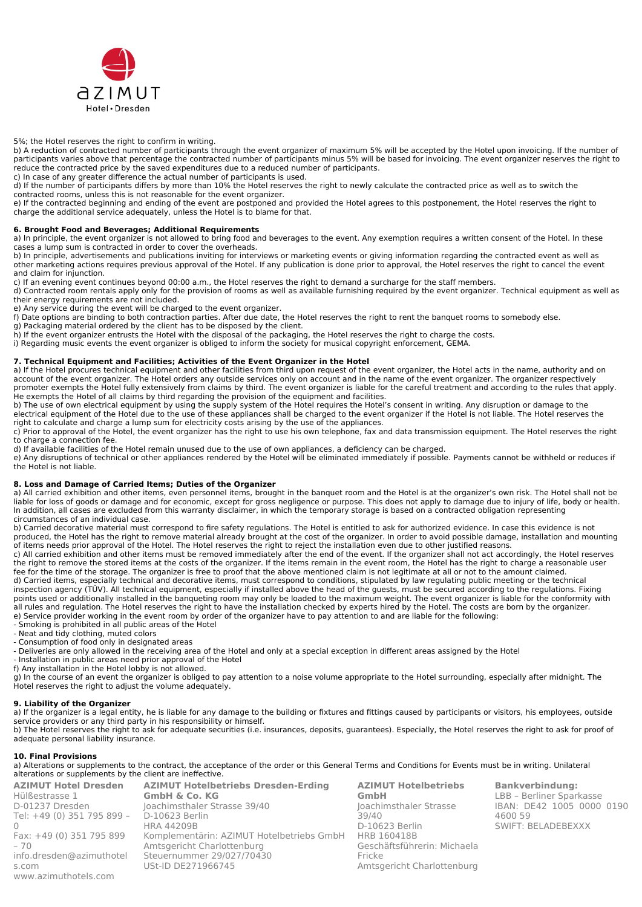5%; the Hotel reserves the right to confirm in writing.

b) A reduction of contracted number of participants through the event organizer of maximum 5% will be accepted by the Hotel upon invoicing. If the number of participants varies above that percentage the contracted number of participants minus 5% will be based for invoicing. The event organizer reserves the right to reduce the contracted price by the saved expenditures due to a reduced number of participants.

c) In case of any greater difference the actual number of participants is used.

d) If the number of participants differs by more than 10% the Hotel reserves the right to newly calculate the contracted price as well as to switch the contracted rooms, unless this is not reasonable for the event organizer.

e) If the contracted beginning and ending of the event are postponed and provided the Hotel agrees to this postponement, the Hotel reserves the right to charge the additional service adequately, unless the Hotel is to blame for that.

**6. Brought Food and Beverages; Additional Requirements**

a) In principle, the event organizer is not allowed to bring food and beverages to the event. Any exemption requires a written consent of the Hotel. In these cases a lump sum is contracted in order to cover the overheads.

b) In principle, advertisements and publications inviting for interviews or marketing events or giving information regarding the contracted event as well as other marketing actions requires previous approval of the Hotel. If any publication is done prior to approval, the Hotel reserves the right to cancel the event and claim for injunction.

c) If an evening event continues beyond 00:00 a.m., the Hotel reserves the right to demand a surcharge for the staff members.

d) Contracted room rentals apply only for the provision of rooms as well as available furnishing required by the event organizer. Technical equipment as well as their energy requirements are not included.

e) Any service during the event will be charged to the event organizer.

f) Date options are binding to both contraction parties. After due date, the Hotel reserves the right to rent the banquet rooms to somebody else.

g) Packaging material ordered by the client has to be disposed by the client.

h) If the event organizer entrusts the Hotel with the disposal of the packaging, the Hotel reserves the right to charge the costs.

i) Regarding music events the event organizer is obliged to inform the society for musical copyright enforcement, GEMA.

**7. Technical Equipment and Facilities; Activities of the Event Organizer in the Hotel**

a) If the Hotel procures technical equipment and other facilities from third upon request of the event organizer, the Hotel acts in the name, authority and on account of the event organizer. The Hotel orders any outside services only on account and in the name of the event organizer. The organizer respectively promoter exempts the Hotel fully extensively from claims by third. The event organizer is liable for the careful treatment and according to the rules that apply. He exempts the Hotel of all claims by third regarding the provision of the equipment and facilities.

b) The use of own electrical equipment by using the supply system of the Hotel requires the Hotel's consent in writing. Any disruption or damage to the electrical equipment of the Hotel due to the use of these appliances shall be charged to the event organizer if the Hotel is not liable. The Hotel reserves the right to calculate and charge a lump sum for electricity costs arising by the use of the appliances.

c) Prior to approval of the Hotel, the event organizer has the right to use his own telephone, fax and data transmission equipment. The Hotel reserves the right to charge a connection fee.

d) If available facilities of the Hotel remain unused due to the use of own appliances, a deficiency can be charged.

e) Any disruptions of technical or other appliances rendered by the Hotel will be eliminated immediately if possible. Payments cannot be withheld or reduces if the Hotel is not liable.

**8. Loss and Damage of Carried Items; Duties of the Organizer**

a) All carried exhibition and other items, even personnel items, brought in the banquet room and the Hotel is at the organizer's own risk. The Hotel shall not be liable for loss of goods or damage and for economic, except for gross negligence or purpose. This does not apply to damage due to injury of life, body or health. In addition, all cases are excluded from this warranty disclaimer, in which the temporary storage is based on a contracted obligation representing circumstances of an individual case.

b) Carried decorative material must correspond to fire safety regulations. The Hotel is entitled to ask for authorized evidence. In case this evidence is not produced, the Hotel has the right to remove material already brought at the cost of the organizer. In order to avoid possible damage, installation and mounting of items needs prior approval of the Hotel. The Hotel reserves the right to reject the installation even due to other justified reasons.

c) All carried exhibition and other items must be removed immediately after the end of the event. If the organizer shall not act accordingly, the Hotel reserves the right to remove the stored items at the costs of the organizer. If the items remain in the event room, the Hotel has the right to charge a reasonable user fee for the time of the storage. The organizer is free to proof that the above mentioned claim is not legitimate at all or not to the amount claimed.

d) Carried items, especially technical and decorative items, must correspond to conditions, stipulated by law regulating public meeting or the technical inspection agency (TÜV). All technical equipment, especially if installed above the head of the guests, must be secured according to the regulations. Fixing points used or additionally installed in the banqueting room may only be loaded to the maximum weight. The event organizer is liable for the conformity with all rules and regulation. The Hotel reserves the right to have the installation checked by experts hired by the Hotel. The costs are born by the organizer.

e) Service provider working in the event room by order of the organizer have to pay attention to and are liable for the following:

- Smoking is prohibited in all public areas of the Hotel
- Neat and tidy clothing, muted colors
- Consumption of food only in designated areas
- Deliveries are only allowed in the receiving area of the Hotel and only at a special exception in different areas assigned by the Hotel
- Installation in public areas need prior approval of the Hotel

f) Any installation in the Hotel lobby is not allowed.

g) In the course of an event the organizer is obliged to pay attention to a noise volume appropriate to the Hotel surrounding, especially after midnight. The Hotel reserves the right to adjust the volume adequately.

**9. Liability of the Organizer**

a) If the organizer is a legal entity, he is liable for any damage to the building or fixtures and fittings caused by participants or visitors, his employees, outside service providers or any third party in his responsibility or himself.

b) The Hotel reserves the right to ask for adequate securities (i.e. insurances, deposits, guarantees). Especially, the Hotel reserves the right to ask for proof of adequate personal liability insurance.

**10. Final Provisions**

a) Alterations or supplements to the contract, the acceptance of the order or this General Terms and Conditions for Events must be in writing. Unilateral alterations or supplements by the client are ineffective.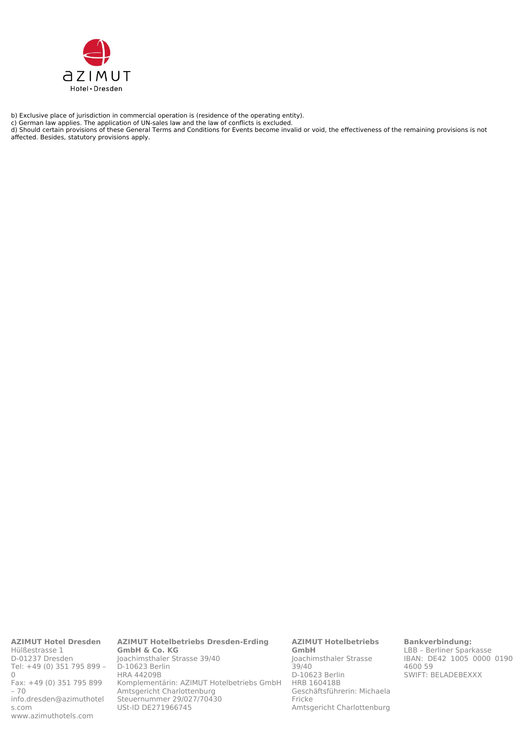b) Exclusive place of jurisdiction in commercial operation is (residence of the operating entity).

c) German law applies. The application of UN-sales law and the law of conflicts is excluded.

d) Should certain provisions of these General Terms and Conditions for Events become invalid or void, the effectiveness of the remaining provisions is not affected. Besides, statutory provisions apply.